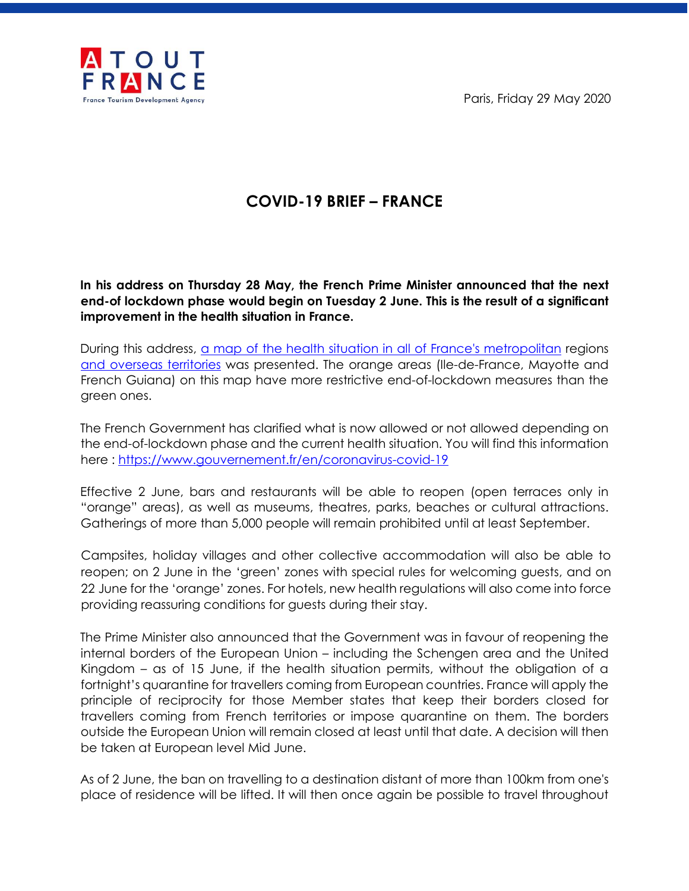ATOUT FRANCE
France Tourism Development Agency

Paris, Friday 29 May 2020

# COVID-19 BRIEF – FRANCE

**In his address on Thursday 28 May, the French Prime Minister announced that the next end-of lockdown phase would begin on Tuesday 2 June. This is the result of a significant improvement in the health situation in France.**

During this address, [a map of the health situation in all of France's metropolitan regions and overseas territories]() was presented. The orange areas (Ile-de-France, Mayotte and French Guiana) on this map have more restrictive end-of-lockdown measures than the green ones.

The French Government has clarified what is now allowed or not allowed depending on the end-of-lockdown phase and the current health situation. You will find this information here : https://www.gouvernement.fr/en/coronavirus-covid-19

Effective 2 June, bars and restaurants will be able to reopen (open terraces only in "orange" areas), as well as museums, theatres, parks, beaches or cultural attractions. Gatherings of more than 5,000 people will remain prohibited until at least September.

Campsites, holiday villages and other collective accommodation will also be able to reopen; on 2 June in the 'green' zones with special rules for welcoming guests, and on 22 June for the 'orange' zones. For hotels, new health regulations will also come into force providing reassuring conditions for guests during their stay.

The Prime Minister also announced that the Government was in favour of reopening the internal borders of the European Union – including the Schengen area and the United Kingdom – as of 15 June, if the health situation permits, without the obligation of a fortnight's quarantine for travellers coming from European countries. France will apply the principle of reciprocity for those Member states that keep their borders closed for travellers coming from French territories or impose quarantine on them. The borders outside the European Union will remain closed at least until that date. A decision will then be taken at European level Mid June.

As of 2 June, the ban on travelling to a destination distant of more than 100km from one's place of residence will be lifted. It will then once again be possible to travel throughout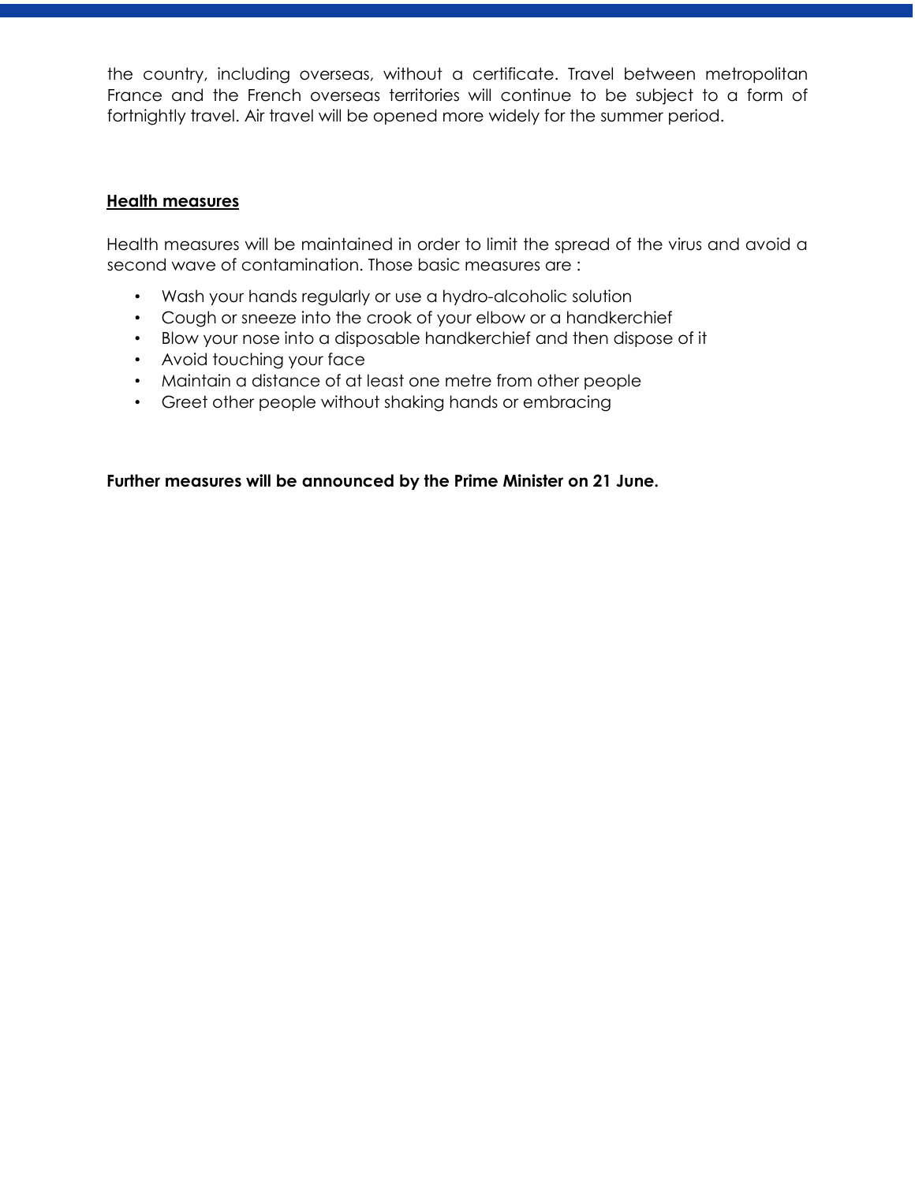the country, including overseas, without a certificate. Travel between metropolitan France and the French overseas territories will continue to be subject to a form of fortnightly travel. Air travel will be opened more widely for the summer period.

## Health measures

Health measures will be maintained in order to limit the spread of the virus and avoid a second wave of contamination. Those basic measures are :

- Wash your hands regularly or use a hydro-alcoholic solution
- Cough or sneeze into the crook of your elbow or a handkerchief
- Blow your nose into a disposable handkerchief and then dispose of it
- Avoid touching your face
- Maintain a distance of at least one metre from other people
- Greet other people without shaking hands or embracing

**Further measures will be announced by the Prime Minister on 21 June.**